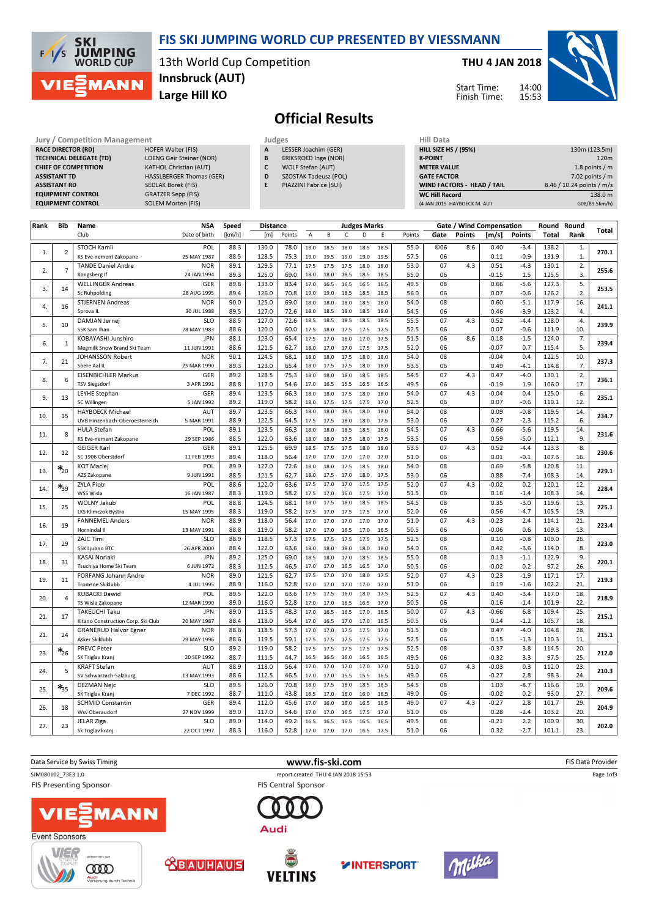# FIS SKI JUMPING WORLD CUP PRESENTED BY VIESSMANN

13th World Cup Competition
**Innsbruck (AUT)**
**Large Hill KO**

**THU 4 JAN 2018**

Start Time: 14:00
Finish Time: 15:53

## Official Results

| Jury / Competition Management | |
|---|---|
| RACE DIRECTOR (RD) | HOFER Walter (FIS) |
| TECHNICAL DELEGATE (TD) | LOENG Geir Steinar (NOR) |
| CHIEF OF COMPETITION | KATHOL Christian (AUT) |
| ASSISTANT TD | HASSLBERGER Thomas (GER) |
| ASSISTANT RD | SEDLAK Borek (FIS) |
| EQUIPMENT CONTROL | GRATZER Sepp (FIS) |
| EQUIPMENT CONTROL | SOLEM Morten (FIS) |

| Judges | |
|---|---|
| A | LESSER Joachim (GER) |
| B | ERIKSROED Inge (NOR) |
| C | WOLF Stefan (AUT) |
| D | SZOSTAK Tadeusz (POL) |
| E | PIAZZINI Fabrice (SUI) |

| Hill Data | |
|---|---|
| HILL SIZE HS / (95%) | 130m (123.5m) |
| K-POINT | 120m |
| METER VALUE | 1.8 points / m |
| GATE FACTOR | 7.02 points / m |
| WIND FACTORS - HEAD / TAIL | 8.46 / 10.24 points / m/s |
| WC Hill Record | 138.0 m |
| (4 JAN 2015 HAYBOECK M. AUT | G08/89.5km/h) |

| Rank | Bib | Name / Club | NSA / Date of birth | Speed [km/h] | Distance [m] | Distance Points | A | B | C | D | E | Judges Points | Gate | Gate Points | Wind [m/s] | Wind Points | Round Total | Round Rank | Total |
|---|---|---|---|---|---|---|---|---|---|---|---|---|---|---|---|---|---|---|---|
| 1. | 2 | STOCH Kamil | POL | 88.3 | 130.0 | 78.0 | 18.0 | 18.5 | 18.0 | 18.5 | 18.5 | 55.0 | ©06 | 8.6 | 0.40 | -3.4 | 138.2 | 1. | 270.1 |
| | | KS Eve-nement Zakopane | 25 MAY 1987 | 88.5 | 128.5 | 75.3 | 19.0 | 19.5 | 19.0 | 19.0 | 19.5 | 57.5 | 06 | | 0.11 | -0.9 | 131.9 | 1. | |
| 2. | 7 | TANDE Daniel Andre | NOR | 89.1 | 129.5 | 77.1 | 17.5 | 17.5 | 17.5 | 18.0 | 18.0 | 53.0 | 07 | 4.3 | 0.51 | -4.3 | 130.1 | 2. | 255.6 |
| | | Kongsberg If | 24 JAN 1994 | 89.3 | 125.0 | 69.0 | 18.0 | 18.0 | 18.5 | 18.5 | 18.5 | 55.0 | 06 | | -0.15 | 1.5 | 125.5 | 3. | |
| 3. | 14 | WELLINGER Andreas | GER | 89.8 | 133.0 | 83.4 | 17.0 | 16.5 | 16.5 | 16.5 | 16.5 | 49.5 | 08 | | 0.66 | -5.6 | 127.3 | 5. | 253.5 |
| | | Sc Ruhpolding | 28 AUG 1995 | 89.4 | 126.0 | 70.8 | 19.0 | 19.0 | 18.5 | 18.5 | 18.5 | 56.0 | 06 | | 0.07 | -0.6 | 126.2 | 2. | |
| 4. | 16 | STJERNEN Andreas | NOR | 90.0 | 125.0 | 69.0 | 18.0 | 18.0 | 18.0 | 18.5 | 18.0 | 54.0 | 08 | | 0.60 | -5.1 | 117.9 | 16. | 241.1 |
| | | Sprova IL | 30 JUL 1988 | 89.5 | 127.0 | 72.6 | 18.0 | 18.5 | 18.0 | 18.0 | 18.0 | 54.5 | 06 | | 0.46 | -3.9 | 123.2 | 4. | |
| 5. | 10 | DAMJAN Jernej | SLO | 88.5 | 127.0 | 72.6 | 18.5 | 18.5 | 18.5 | 18.5 | 18.5 | 55.5 | 07 | 4.3 | 0.52 | -4.4 | 128.0 | 4. | 239.9 |
| | | SSK Sam Ihan | 28 MAY 1983 | 88.6 | 120.0 | 60.0 | 17.5 | 18.0 | 17.5 | 17.5 | 17.5 | 52.5 | 06 | | 0.07 | -0.6 | 111.9 | 10. | |
| 6. | 1 | KOBAYASHI Junshiro | JPN | 88.1 | 123.0 | 65.4 | 17.5 | 17.0 | 16.0 | 17.0 | 17.5 | 51.5 | 06 | 8.6 | 0.18 | -1.5 | 124.0 | 7. | 239.4 |
| | | Megmilk Snow Brand Ski Team | 11 JUN 1991 | 88.6 | 121.5 | 62.7 | 17.0 | 17.0 | 17.0 | 17.5 | 17.5 | 52.0 | 06 | | -0.07 | 0.7 | 115.4 | 5. | |
| 7. | 21 | JOHANSSON Robert | NOR | 90.1 | 124.5 | 68.1 | 18.0 | 18.0 | 17.5 | 18.0 | 18.0 | 54.0 | 08 | | -0.04 | 0.4 | 122.5 | 10. | 237.3 |
| | | Soere Aal IL | 23 MAR 1990 | 89.3 | 123.0 | 65.4 | 18.0 | 17.5 | 17.5 | 18.0 | 18.0 | 53.5 | 06 | | 0.49 | -4.1 | 114.8 | 7. | |
| 8. | 6 | EISENBICHLER Markus | GER | 89.2 | 128.5 | 75.3 | 18.0 | 18.0 | 18.0 | 18.5 | 18.5 | 54.5 | 07 | 4.3 | 0.47 | -4.0 | 130.1 | 2. | 236.1 |
| | | TSV Siegsdorf | 3 APR 1991 | 88.8 | 117.0 | 54.6 | 17.0 | 16.5 | 15.5 | 16.5 | 16.5 | 49.5 | 06 | | -0.19 | 1.9 | 106.0 | 17. | |
| 9. | 13 | LEYHE Stephan | GER | 89.4 | 123.5 | 66.3 | 18.0 | 18.0 | 17.5 | 18.0 | 18.0 | 54.0 | 07 | 4.3 | -0.04 | 0.4 | 125.0 | 6. | 235.1 |
| | | SC Willingen | 5 JAN 1992 | 89.2 | 119.0 | 58.2 | 18.0 | 17.5 | 17.5 | 17.5 | 17.0 | 52.5 | 06 | | 0.07 | -0.6 | 110.1 | 12. | |
| 10. | 15 | HAYBOECK Michael | AUT | 89.7 | 123.5 | 66.3 | 18.0 | 18.0 | 18.5 | 18.0 | 18.0 | 54.0 | 08 | | 0.09 | -0.8 | 119.5 | 14. | 234.7 |
| | | UVB Hinzenbach-Oberoesterreich | 5 MAR 1991 | 88.9 | 122.5 | 64.5 | 17.5 | 17.5 | 18.0 | 18.0 | 17.5 | 53.0 | 06 | | 0.27 | -2.3 | 115.2 | 6. | |
| 11. | 8 | HULA Stefan | POL | 89.1 | 123.5 | 66.3 | 18.0 | 18.0 | 18.5 | 18.5 | 18.0 | 54.5 | 07 | 4.3 | 0.66 | -5.6 | 119.5 | 14. | 231.6 |
| | | KS Eve-nement Zakopane | 29 SEP 1986 | 88.5 | 122.0 | 63.6 | 18.0 | 18.0 | 17.5 | 18.0 | 17.5 | 53.5 | 06 | | 0.59 | -5.0 | 112.1 | 9. | |
| 12. | 12 | GEIGER Karl | GER | 89.1 | 125.5 | 69.9 | 18.5 | 17.5 | 17.5 | 18.0 | 18.0 | 53.5 | 07 | 4.3 | 0.52 | -4.4 | 123.3 | 8. | 230.6 |
| | | SC 1906 Oberstdorf | 11 FEB 1993 | 89.4 | 118.0 | 56.4 | 17.0 | 17.0 | 17.0 | 17.0 | 17.0 | 51.0 | 06 | | 0.01 | -0.1 | 107.3 | 16. | |
| 13. | *20 | KOT Maciej | POL | 89.9 | 127.0 | 72.6 | 18.0 | 18.0 | 17.5 | 18.0 | 18.0 | 54.0 | 08 | | 0.69 | -5.8 | 120.8 | 11. | 229.1 |
| | | AZS Zakopane | 9 JUN 1991 | 88.5 | 121.5 | 62.7 | 18.0 | 17.5 | 17.0 | 18.0 | 17.5 | 53.0 | 06 | | 0.88 | -7.4 | 108.3 | 14. | |
| 14. | *39 | ZYLA Piotr | POL | 88.6 | 122.0 | 63.6 | 17.5 | 17.0 | 17.0 | 17.5 | 17.5 | 52.0 | 07 | 4.3 | -0.02 | 0.2 | 120.1 | 12. | 228.4 |
| | | WSS Wisla | 16 JAN 1987 | 88.3 | 119.0 | 58.2 | 17.5 | 17.0 | 16.0 | 17.5 | 17.0 | 51.5 | 06 | | 0.16 | -1.4 | 108.3 | 14. | |
| 15. | 25 | WOLNY Jakub | POL | 88.8 | 124.5 | 68.1 | 18.0 | 17.5 | 18.0 | 18.5 | 18.5 | 54.5 | 08 | | 0.35 | -3.0 | 119.6 | 13. | 225.1 |
| | | LKS Klimczok Bystra | 15 MAY 1995 | 88.3 | 119.0 | 58.2 | 17.5 | 17.0 | 17.5 | 17.5 | 17.5 | 52.0 | 06 | | 0.56 | -4.7 | 105.5 | 19. | |
| 16. | 19 | FANNEMEL Anders | NOR | 88.9 | 118.0 | 56.4 | 17.0 | 17.0 | 17.0 | 17.0 | 17.0 | 51.0 | 07 | 4.3 | -0.23 | 2.4 | 114.1 | 21. | 223.4 |
| | | Hornindal Il | 13 MAY 1991 | 88.8 | 119.0 | 58.2 | 17.0 | 17.0 | 16.5 | 17.0 | 16.5 | 50.5 | 06 | | -0.06 | 0.6 | 109.3 | 13. | |
| 17. | 29 | ZAJC Timi | SLO | 88.9 | 118.5 | 57.3 | 17.5 | 17.5 | 17.5 | 17.5 | 17.5 | 52.5 | 08 | | 0.10 | -0.8 | 109.0 | 26. | 223.0 |
| | | SSK Ljubno BTC | 26 APR 2000 | 88.4 | 122.0 | 63.6 | 18.0 | 18.0 | 18.0 | 18.0 | 18.0 | 54.0 | 06 | | 0.42 | -3.6 | 114.0 | 8. | |
| 18. | 31 | KASAI Noriaki | JPN | 89.2 | 125.0 | 69.0 | 18.5 | 18.0 | 17.0 | 18.5 | 18.5 | 55.0 | 08 | | 0.13 | -1.1 | 122.9 | 9. | 220.1 |
| | | Tsuchiya Home Ski Team | 6 JUN 1972 | 88.3 | 112.5 | 46.5 | 17.0 | 17.0 | 16.5 | 16.5 | 17.0 | 50.5 | 06 | | -0.02 | 0.2 | 97.2 | 26. | |
| 19. | 11 | FORFANG Johann Andre | NOR | 89.0 | 121.5 | 62.7 | 17.5 | 17.0 | 17.0 | 18.0 | 17.5 | 52.0 | 07 | 4.3 | 0.23 | -1.9 | 117.1 | 17. | 219.3 |
| | | Tromsoe Skiklubb | 4 JUL 1995 | 88.9 | 116.0 | 52.8 | 17.0 | 17.0 | 17.0 | 17.0 | 17.0 | 51.0 | 06 | | 0.19 | -1.6 | 102.2 | 21. | |
| 20. | 4 | KUBACKI Dawid | POL | 89.5 | 122.0 | 63.6 | 17.5 | 17.5 | 16.0 | 18.0 | 17.5 | 52.5 | 07 | 4.3 | 0.40 | -3.4 | 117.0 | 18. | 218.9 |
| | | TS Wisla Zakopane | 12 MAR 1990 | 89.0 | 116.0 | 52.8 | 17.0 | 17.0 | 16.5 | 16.5 | 17.0 | 50.5 | 06 | | 0.16 | -1.4 | 101.9 | 22. | |
| 21. | 17 | TAKEUCHI Taku | JPN | 89.0 | 113.5 | 48.3 | 17.0 | 16.5 | 16.5 | 17.0 | 16.5 | 50.0 | 07 | 4.3 | -0.66 | 6.8 | 109.4 | 25. | 215.1 |
| | | Kitano Construction Corp. Ski Club | 20 MAY 1987 | 88.4 | 118.0 | 56.4 | 17.0 | 16.5 | 17.0 | 17.0 | 16.5 | 50.5 | 06 | | 0.14 | -1.2 | 105.7 | 18. | |
| 21. | 24 | GRANERUD Halvor Egner | NOR | 88.6 | 118.5 | 57.3 | 17.0 | 17.0 | 17.5 | 17.5 | 17.0 | 51.5 | 08 | | 0.47 | -4.0 | 104.8 | 28. | 215.1 |
| | | Asker Skiklubb | 29 MAY 1996 | 88.6 | 119.5 | 59.1 | 17.5 | 17.5 | 17.5 | 17.5 | 17.5 | 52.5 | 06 | | 0.15 | -1.3 | 110.3 | 11. | |
| 23. | *26 | PREVC Peter | SLO | 89.2 | 119.0 | 58.2 | 17.5 | 17.5 | 17.5 | 17.5 | 17.5 | 52.5 | 08 | | -0.37 | 3.8 | 114.5 | 20. | 212.0 |
| | | SK Triglav Kranj | 20 SEP 1992 | 88.7 | 111.5 | 44.7 | 16.5 | 16.5 | 16.0 | 16.5 | 16.5 | 49.5 | 06 | | -0.32 | 3.3 | 97.5 | 25. | |
| 24. | 5 | KRAFT Stefan | AUT | 88.9 | 118.0 | 56.4 | 17.0 | 17.0 | 17.0 | 17.0 | 17.0 | 51.0 | 07 | 4.3 | -0.03 | 0.3 | 112.0 | 23. | 210.3 |
| | | SV Schwarzach-Salzburg | 13 MAY 1993 | 88.6 | 112.5 | 46.5 | 17.0 | 16.5 | 15.5 | 15.5 | 16.5 | 49.0 | 06 | | -0.27 | 2.8 | 98.3 | 24. | |
| 25. | *35 | DEZMAN Nejc | SLO | 89.5 | 126.0 | 70.8 | 18.0 | 17.5 | 18.0 | 18.5 | 18.5 | 54.5 | 08 | | 1.03 | -8.7 | 116.6 | 19. | 209.6 |
| | | SK Triglav Kranj | 7 DEC 1992 | 88.7 | 111.0 | 43.8 | 16.5 | 17.0 | 16.0 | 16.0 | 16.5 | 49.0 | 06 | | -0.02 | 0.2 | 93.0 | 27. | |
| 26. | 18 | SCHMID Constantin | GER | 89.4 | 112.0 | 45.6 | 17.0 | 16.0 | 16.0 | 16.5 | 16.5 | 49.0 | 07 | 4.3 | -0.27 | 2.8 | 101.7 | 29. | 204.9 |
| | | Wsv Oberaudorf | 27 NOV 1999 | 89.0 | 117.0 | 54.6 | 17.0 | 17.0 | 16.5 | 17.5 | 17.0 | 51.0 | 06 | | 0.28 | -2.4 | 103.2 | 20. | |
| 27. | 23 | JELAR Ziga | SLO | 89.0 | 114.0 | 49.2 | 16.5 | 16.5 | 16.5 | 16.5 | 16.5 | 49.5 | 08 | | -0.21 | 2.2 | 100.9 | 30. | 202.0 |
| | | Sk Triglav kranj | 22 OCT 1997 | 88.3 | 116.0 | 52.8 | 17.0 | 17.0 | 16.5 | 17.0 | 17.5 | 51.0 | 06 | | 0.32 | -2.7 | 101.1 | 23. | |

Data Service by Swiss Timing | www.fis-ski.com | FIS Data Provider

SJM080102_73E3 1.0 | report created THU 4 JAN 2018 15:53

FIS Presenting Sponsor: VIESSMANN | FIS Central Sponsor: Audi

Event Sponsors: VIER SCHANZEN TOURNEE, BAUHAUS, VELTINS, INTERSPORT, Milka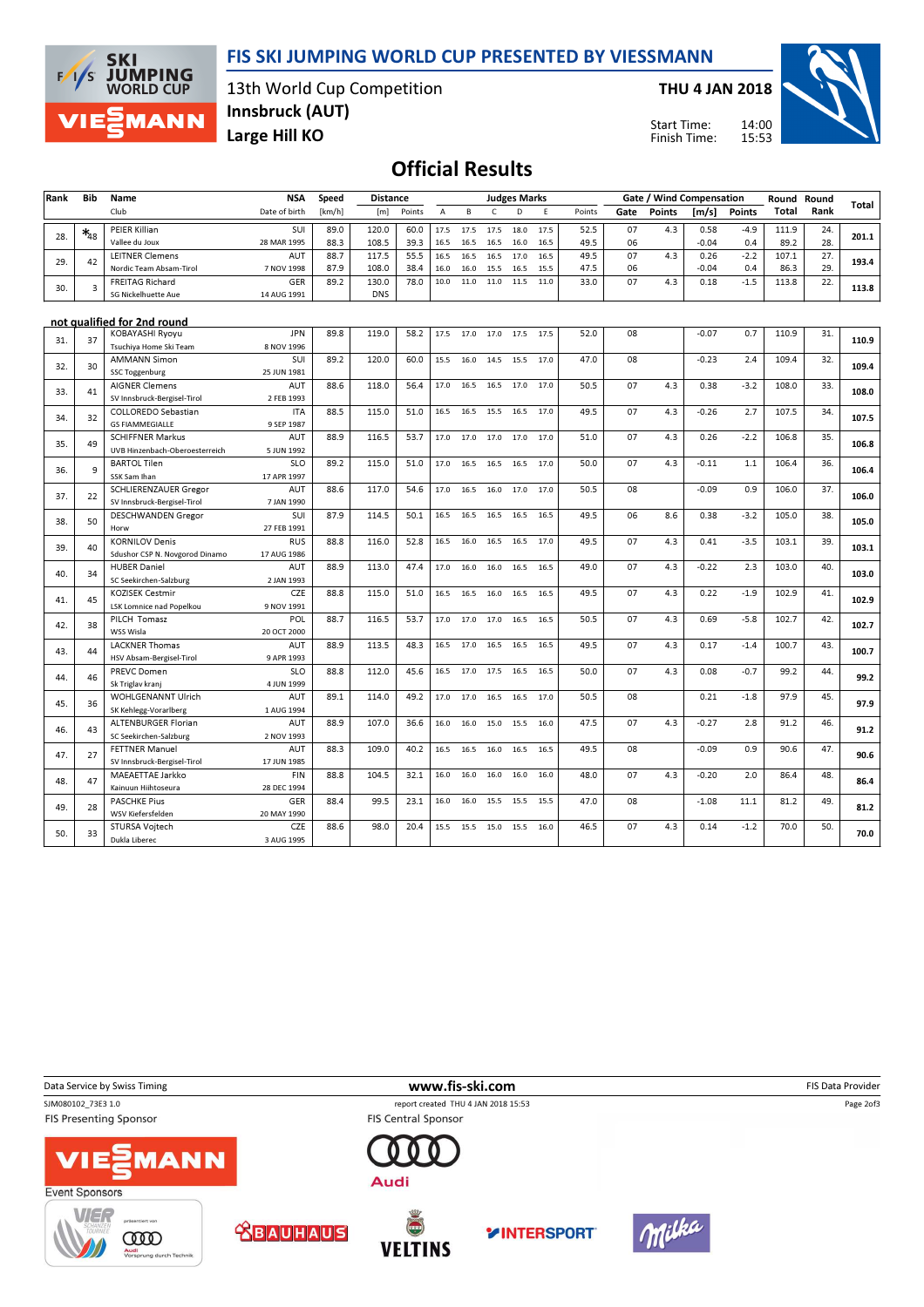# FIS SKI JUMPING WORLD CUP PRESENTED BY VIESSMANN

13th World Cup Competition
**Innsbruck (AUT)**
**Large Hill KO**

**THU 4 JAN 2018**

Start Time: 14:00
Finish Time: 15:53

## Official Results

| Rank | Bib | Name / Club | NSA / Date of birth | Speed [km/h] | Distance [m] | Distance Points | A | B | C | D | E | Judges Points | Gate | Gate Points | Wind [m/s] | Wind Points | Round Total | Round Rank | Total |
|---|---|---|---|---|---|---|---|---|---|---|---|---|---|---|---|---|---|---|---|
| 28. | *48 | PEIER Killian / Vallee du Joux | SUI / 28 MAR 1995 | 89.0 | 120.0 | 60.0 | 17.5 | 17.5 | 17.5 | 18.0 | 17.5 | 52.5 | 07 | 4.3 | 0.58 | -4.9 | 111.9 | 24. | 201.1 |
| | | | | 88.3 | 108.5 | 39.3 | 16.5 | 16.5 | 16.5 | 16.0 | 16.5 | 49.5 | 06 | | -0.04 | 0.4 | 89.2 | 28. | |
| 29. | 42 | LEITNER Clemens / Nordic Team Absam-Tirol | AUT / 7 NOV 1998 | 88.7 | 117.5 | 55.5 | 16.5 | 16.5 | 16.5 | 17.0 | 16.5 | 49.5 | 07 | 4.3 | 0.26 | -2.2 | 107.1 | 27. | 193.4 |
| | | | | 87.9 | 108.0 | 38.4 | 16.0 | 16.0 | 15.5 | 16.5 | 15.5 | 47.5 | 06 | | -0.04 | 0.4 | 86.3 | 29. | |
| 30. | 3 | FREITAG Richard / SG Nickelhuette Aue | GER / 14 AUG 1991 | 89.2 | 130.0 | 78.0 | 10.0 | 11.0 | 11.0 | 11.5 | 11.0 | 33.0 | 07 | 4.3 | 0.18 | -1.5 | 113.8 | 22. | 113.8 |
| | | | | | DNS | | | | | | | | | | | | | | |

### not qualified for 2nd round

| Rank | Bib | Name / Club | NSA / Date of birth | Speed [km/h] | Distance [m] | Distance Points | A | B | C | D | E | Judges Points | Gate | Gate Points | Wind [m/s] | Wind Points | Round Total | Round Rank | Total |
|---|---|---|---|---|---|---|---|---|---|---|---|---|---|---|---|---|---|---|---|
| 31. | 37 | KOBAYASHI Ryoyu / Tsuchiya Home Ski Team | JPN / 8 NOV 1996 | 89.8 | 119.0 | 58.2 | 17.5 | 17.0 | 17.0 | 17.5 | 17.5 | 52.0 | 08 | | -0.07 | 0.7 | 110.9 | 31. | 110.9 |
| 32. | 30 | AMMANN Simon / SSC Toggenburg | SUI / 25 JUN 1981 | 89.2 | 120.0 | 60.0 | 15.5 | 16.0 | 14.5 | 15.5 | 17.0 | 47.0 | 08 | | -0.23 | 2.4 | 109.4 | 32. | 109.4 |
| 33. | 41 | AIGNER Clemens / SV Innsbruck-Bergisel-Tirol | AUT / 2 FEB 1993 | 88.6 | 118.0 | 56.4 | 17.0 | 16.5 | 16.5 | 17.0 | 17.0 | 50.5 | 07 | 4.3 | 0.38 | -3.2 | 108.0 | 33. | 108.0 |
| 34. | 32 | COLLOREDO Sebastian / GS FIAMMEGIALLE | ITA / 9 SEP 1987 | 88.5 | 115.0 | 51.0 | 16.5 | 16.5 | 15.5 | 16.5 | 17.0 | 49.5 | 07 | 4.3 | -0.26 | 2.7 | 107.5 | 34. | 107.5 |
| 35. | 49 | SCHIFFNER Markus / UVB Hinzenbach-Oberoesterreich | AUT / 5 JUN 1992 | 88.9 | 116.5 | 53.7 | 17.0 | 17.0 | 17.0 | 17.0 | 17.0 | 51.0 | 07 | 4.3 | 0.26 | -2.2 | 106.8 | 35. | 106.8 |
| 36. | 9 | BARTOL Tilen / SSK Sam Ihan | SLO / 17 APR 1997 | 89.2 | 115.0 | 51.0 | 17.0 | 16.5 | 16.5 | 16.5 | 17.0 | 50.0 | 07 | 4.3 | -0.11 | 1.1 | 106.4 | 36. | 106.4 |
| 37. | 22 | SCHLIERENZAUER Gregor / SV Innsbruck-Bergisel-Tirol | AUT / 7 JAN 1990 | 88.6 | 117.0 | 54.6 | 17.0 | 16.5 | 16.0 | 17.0 | 17.0 | 50.5 | 08 | | -0.09 | 0.9 | 106.0 | 37. | 106.0 |
| 38. | 50 | DESCHWANDEN Gregor / Horw | SUI / 27 FEB 1991 | 87.9 | 114.5 | 50.1 | 16.5 | 16.5 | 16.5 | 16.5 | 16.5 | 49.5 | 06 | 8.6 | 0.38 | -3.2 | 105.0 | 38. | 105.0 |
| 39. | 40 | KORNILOV Denis / Sdushor CSP N. Novgorod Dinamo | RUS / 17 AUG 1986 | 88.8 | 116.0 | 52.8 | 16.5 | 16.0 | 16.5 | 16.5 | 17.0 | 49.5 | 07 | 4.3 | 0.41 | -3.5 | 103.1 | 39. | 103.1 |
| 40. | 34 | HUBER Daniel / SC Seekirchen-Salzburg | AUT / 2 JAN 1993 | 88.9 | 113.0 | 47.4 | 17.0 | 16.0 | 16.0 | 16.5 | 16.5 | 49.0 | 07 | 4.3 | -0.22 | 2.3 | 103.0 | 40. | 103.0 |
| 41. | 45 | KOZISEK Cestmir / LSK Lomnice nad Popelkou | CZE / 9 NOV 1991 | 88.8 | 115.0 | 51.0 | 16.5 | 16.5 | 16.0 | 16.5 | 16.5 | 49.5 | 07 | 4.3 | 0.22 | -1.9 | 102.9 | 41. | 102.9 |
| 42. | 38 | PILCH Tomasz / WSS Wisla | POL / 20 OCT 2000 | 88.7 | 116.5 | 53.7 | 17.0 | 17.0 | 17.0 | 16.5 | 16.5 | 50.5 | 07 | 4.3 | 0.69 | -5.8 | 102.7 | 42. | 102.7 |
| 43. | 44 | LACKNER Thomas / HSV Absam-Bergisel-Tirol | AUT / 9 APR 1993 | 88.9 | 113.5 | 48.3 | 16.5 | 17.0 | 16.5 | 16.5 | 16.5 | 49.5 | 07 | 4.3 | 0.17 | -1.4 | 100.7 | 43. | 100.7 |
| 44. | 46 | PREVC Domen / Sk Triglav kranj | SLO / 4 JUN 1999 | 88.8 | 112.0 | 45.6 | 16.5 | 17.0 | 17.5 | 16.5 | 16.5 | 50.0 | 07 | 4.3 | 0.08 | -0.7 | 99.2 | 44. | 99.2 |
| 45. | 36 | WOHLGENANNT Ulrich / SK Kehlegg-Vorarlberg | AUT / 1 AUG 1994 | 89.1 | 114.0 | 49.2 | 17.0 | 17.0 | 16.5 | 16.5 | 17.0 | 50.5 | 08 | | 0.21 | -1.8 | 97.9 | 45. | 97.9 |
| 46. | 43 | ALTENBURGER Florian / SC Seekirchen-Salzburg | AUT / 2 NOV 1993 | 88.9 | 107.0 | 36.6 | 16.0 | 16.0 | 15.0 | 15.5 | 16.0 | 47.5 | 07 | 4.3 | -0.27 | 2.8 | 91.2 | 46. | 91.2 |
| 47. | 27 | FETTNER Manuel / SV Innsbruck-Bergisel-Tirol | AUT / 17 JUN 1985 | 88.3 | 109.0 | 40.2 | 16.5 | 16.5 | 16.0 | 16.5 | 16.5 | 49.5 | 08 | | -0.09 | 0.9 | 90.6 | 47. | 90.6 |
| 48. | 47 | MAEAETTAE Jarkko / Kainuun Hiihtoseura | FIN / 28 DEC 1994 | 88.8 | 104.5 | 32.1 | 16.0 | 16.0 | 16.0 | 16.0 | 16.0 | 48.0 | 07 | 4.3 | -0.20 | 2.0 | 86.4 | 48. | 86.4 |
| 49. | 28 | PASCHKE Pius / WSV Kiefersfelden | GER / 20 MAY 1990 | 88.4 | 99.5 | 23.1 | 16.0 | 16.0 | 15.5 | 15.5 | 15.5 | 47.0 | 08 | | -1.08 | 11.1 | 81.2 | 49. | 81.2 |
| 50. | 33 | STURSA Vojtech / Dukla Liberec | CZE / 3 AUG 1995 | 88.6 | 98.0 | 20.4 | 15.5 | 15.5 | 15.0 | 15.5 | 16.0 | 46.5 | 07 | 4.3 | 0.14 | -1.2 | 70.0 | 50. | 70.0 |

Data Service by Swiss Timing — www.fis-ski.com — FIS Data Provider

SJM080102_73E3 1.0 — report created THU 4 JAN 2018 15:53

FIS Presenting Sponsor: VIESSMANN — FIS Central Sponsor: Audi

Event Sponsors: Vierschanzentournee, BAUHAUS, VELTINS, INTERSPORT, Milka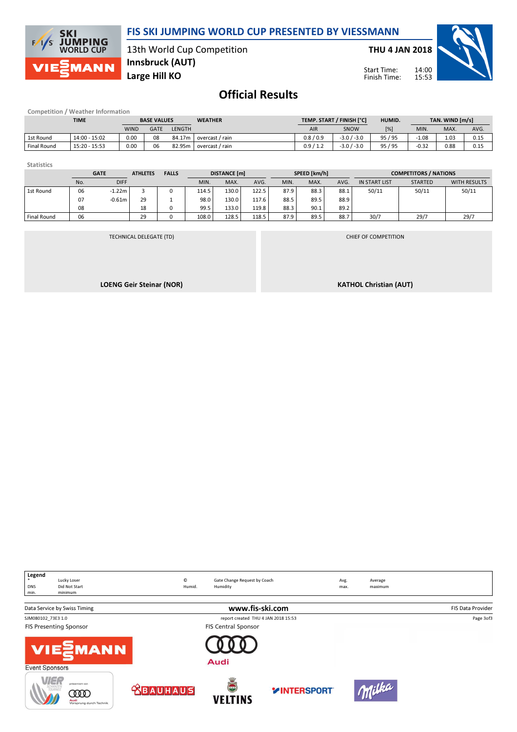# FIS SKI JUMPING WORLD CUP PRESENTED BY VIESSMANN

13th World Cup Competition
**Innsbruck (AUT)**
**Large Hill KO**

**THU 4 JAN 2018**

Start Time: 14:00
Finish Time: 15:53

## Official Results

Competition / Weather Information

| | TIME | BASE VALUES | | | WEATHER | TEMP. START / FINISH [°C] | | HUMID. | TAN. WIND [m/s] | | |
|---|---|---|---|---|---|---|---|---|---|---|---|
| | | WIND | GATE | LENGTH | | AIR | SNOW | [%] | MIN. | MAX. | AVG. |
| 1st Round | 14:00 - 15:02 | 0.00 | 08 | 84.17m | overcast / rain | 0.8 / 0.9 | -3.0 / -3.0 | 95 / 95 | -1.08 | 1.03 | 0.15 |
| Final Round | 15:20 - 15:53 | 0.00 | 06 | 82.95m | overcast / rain | 0.9 / 1.2 | -3.0 / -3.0 | 95 / 95 | -0.32 | 0.88 | 0.15 |

Statistics

| | GATE | | ATHLETES | FALLS | DISTANCE [m] | | | SPEED [km/h] | | | COMPETITORS / NATIONS | | |
|---|---|---|---|---|---|---|---|---|---|---|---|---|---|
| | No. | DIFF | | | MIN. | MAX. | AVG. | MIN. | MAX. | AVG. | IN START LIST | STARTED | WITH RESULTS |
| 1st Round | 06 | -1.22m | 3 | 0 | 114.5 | 130.0 | 122.5 | 87.9 | 88.3 | 88.1 | 50/11 | 50/11 | 50/11 |
| | 07 | -0.61m | 29 | 1 | 98.0 | 130.0 | 117.6 | 88.5 | 89.5 | 88.9 | | | |
| | 08 | | 18 | 0 | 99.5 | 133.0 | 119.8 | 88.3 | 90.1 | 89.2 | | | |
| Final Round | 06 | | 29 | 0 | 108.0 | 128.5 | 118.5 | 87.9 | 89.5 | 88.7 | 30/7 | 29/7 | 29/7 |

TECHNICAL DELEGATE (TD)

**LOENG Geir Steinar (NOR)**

CHIEF OF COMPETITION

**KATHOL Christian (AUT)**

**Legend**

| | | | | | |
|---|---|---|---|---|---|
| * | Lucky Loser | © | Gate Change Request by Coach | Avg. | Average |
| DNS | Did Not Start | Humid. | Humidity | max. | maximum |
| min. | minimum | | | | |

Data Service by Swiss Timing — www.fis-ski.com — FIS Data Provider

SJM080102_73E3 1.0 — report created THU 4 JAN 2018 15:53

FIS Presenting Sponsor — FIS Central Sponsor

Event Sponsors